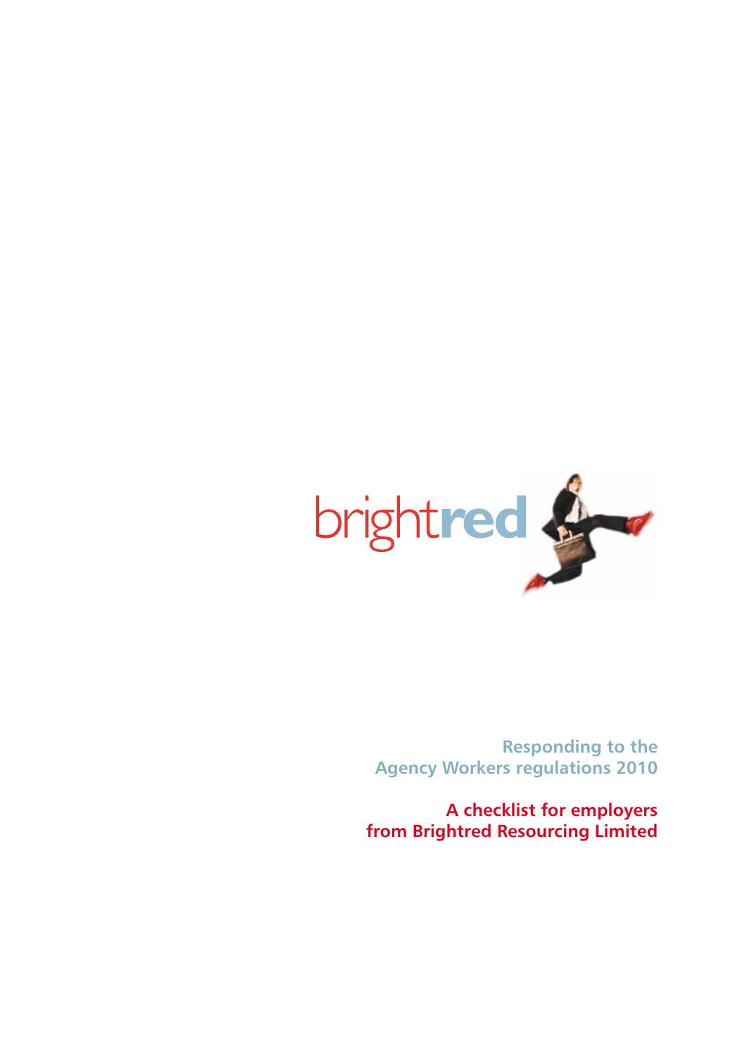brightred

## Responding to the Agency Workers regulations 2010

**A checklist for employers from Brightred Resourcing Limited**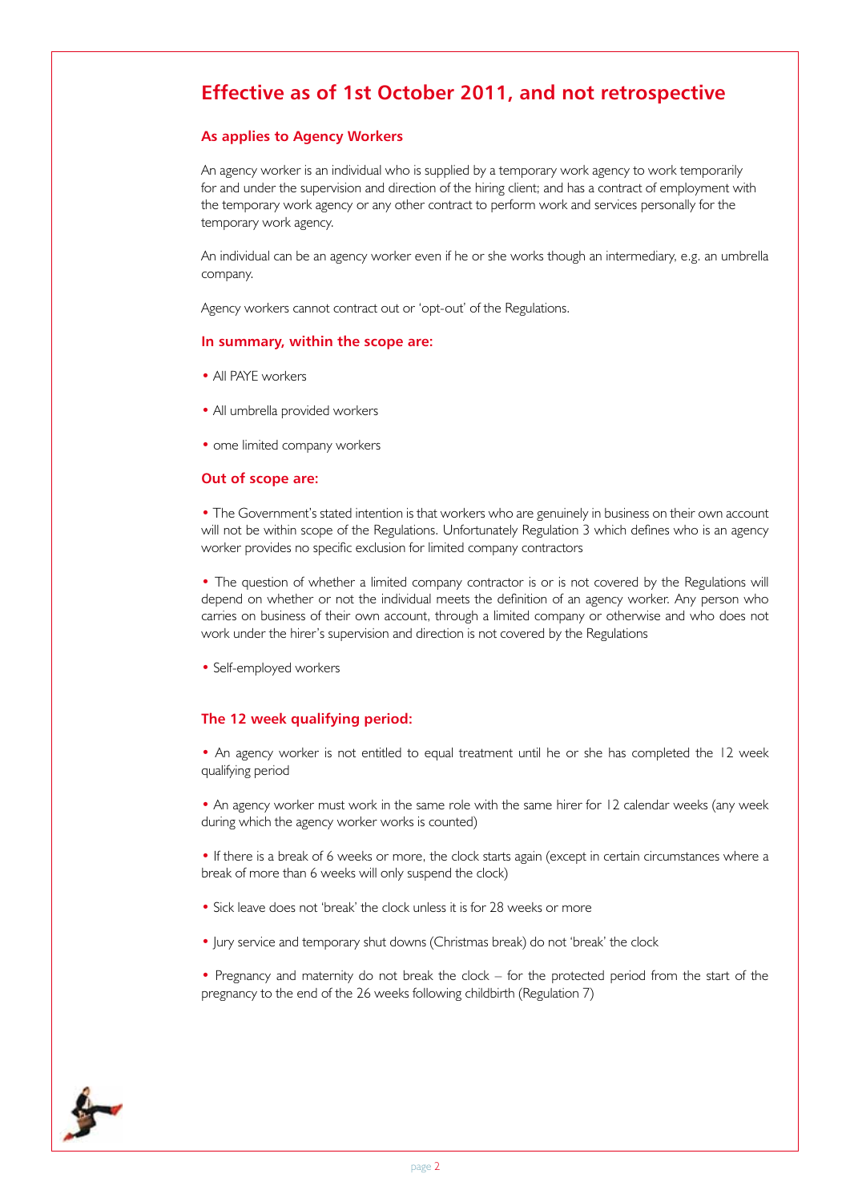## Effective as of 1st October 2011, and not retrospective

### As applies to Agency Workers

An agency worker is an individual who is supplied by a temporary work agency to work temporarily for and under the supervision and direction of the hiring client; and has a contract of employment with the temporary work agency or any other contract to perform work and services personally for the temporary work agency.

An individual can be an agency worker even if he or she works though an intermediary, e.g. an umbrella company.

Agency workers cannot contract out or 'opt-out' of the Regulations.

### In summary, within the scope are:

- All PAYE workers
- All umbrella provided workers
- ome limited company workers

### Out of scope are:

- The Government's stated intention is that workers who are genuinely in business on their own account will not be within scope of the Regulations. Unfortunately Regulation 3 which defines who is an agency worker provides no specific exclusion for limited company contractors
- The question of whether a limited company contractor is or is not covered by the Regulations will depend on whether or not the individual meets the definition of an agency worker. Any person who carries on business of their own account, through a limited company or otherwise and who does not work under the hirer's supervision and direction is not covered by the Regulations
- Self-employed workers

### The 12 week qualifying period:

- An agency worker is not entitled to equal treatment until he or she has completed the 12 week qualifying period
- An agency worker must work in the same role with the same hirer for 12 calendar weeks (any week during which the agency worker works is counted)
- If there is a break of 6 weeks or more, the clock starts again (except in certain circumstances where a break of more than 6 weeks will only suspend the clock)
- Sick leave does not 'break' the clock unless it is for 28 weeks or more
- Jury service and temporary shut downs (Christmas break) do not 'break' the clock
- Pregnancy and maternity do not break the clock – for the protected period from the start of the pregnancy to the end of the 26 weeks following childbirth (Regulation 7)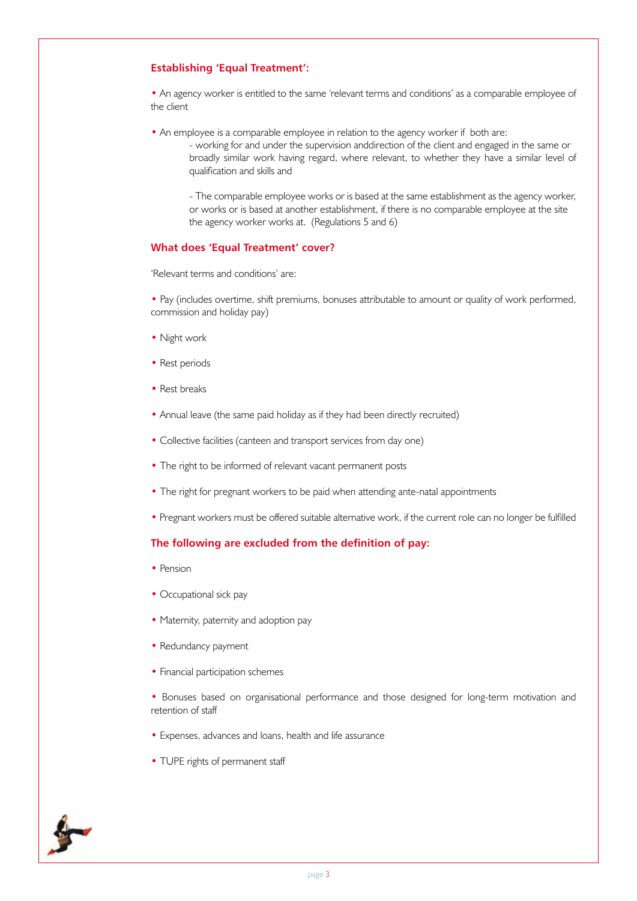### Establishing 'Equal Treatment':

- An agency worker is entitled to the same 'relevant terms and conditions' as a comparable employee of the client

- An employee is a comparable employee in relation to the agency worker if both are:

  - working for and under the supervision anddirection of the client and engaged in the same or broadly similar work having regard, where relevant, to whether they have a similar level of qualification and skills and

  - The comparable employee works or is based at the same establishment as the agency worker, or works or is based at another establishment, if there is no comparable employee at the site the agency worker works at. (Regulations 5 and 6)

### What does 'Equal Treatment' cover?

'Relevant terms and conditions' are:

- Pay (includes overtime, shift premiums, bonuses attributable to amount or quality of work performed, commission and holiday pay)

- Night work

- Rest periods

- Rest breaks

- Annual leave (the same paid holiday as if they had been directly recruited)

- Collective facilities (canteen and transport services from day one)

- The right to be informed of relevant vacant permanent posts

- The right for pregnant workers to be paid when attending ante-natal appointments

- Pregnant workers must be offered suitable alternative work, if the current role can no longer be fulfilled

### The following are excluded from the definition of pay:

- Pension

- Occupational sick pay

- Maternity, paternity and adoption pay

- Redundancy payment

- Financial participation schemes

- Bonuses based on organisational performance and those designed for long-term motivation and retention of staff

- Expenses, advances and loans, health and life assurance

- TUPE rights of permanent staff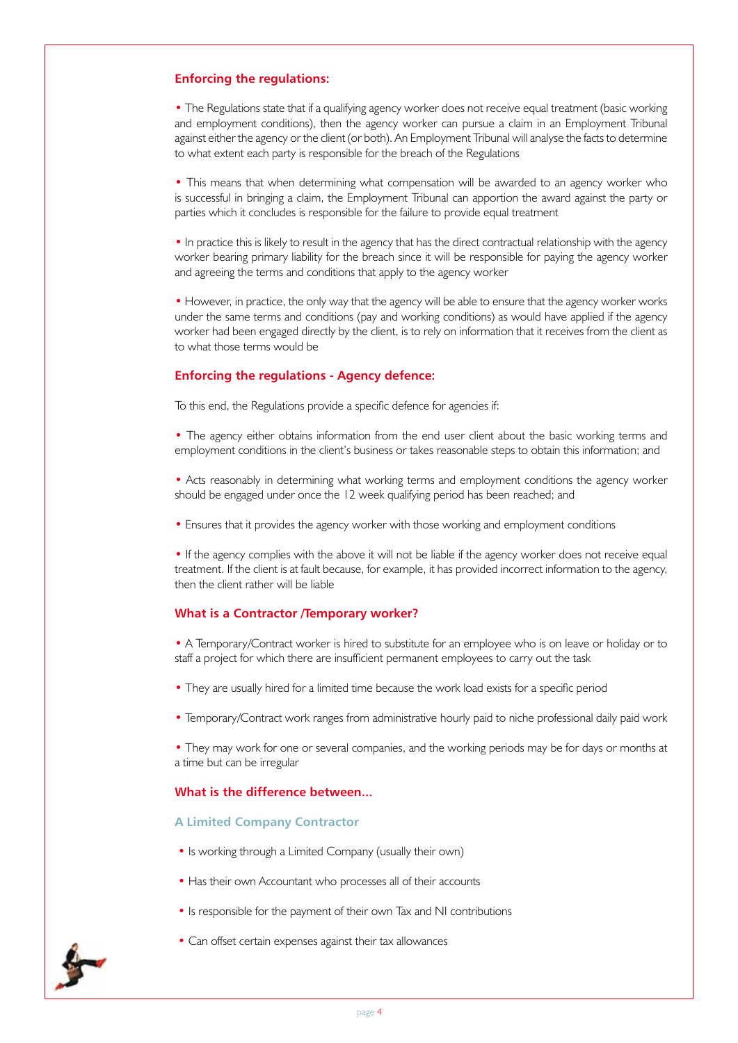## Enforcing the regulations:

- The Regulations state that if a qualifying agency worker does not receive equal treatment (basic working and employment conditions), then the agency worker can pursue a claim in an Employment Tribunal against either the agency or the client (or both). An Employment Tribunal will analyse the facts to determine to what extent each party is responsible for the breach of the Regulations

- This means that when determining what compensation will be awarded to an agency worker who is successful in bringing a claim, the Employment Tribunal can apportion the award against the party or parties which it concludes is responsible for the failure to provide equal treatment

- In practice this is likely to result in the agency that has the direct contractual relationship with the agency worker bearing primary liability for the breach since it will be responsible for paying the agency worker and agreeing the terms and conditions that apply to the agency worker

- However, in practice, the only way that the agency will be able to ensure that the agency worker works under the same terms and conditions (pay and working conditions) as would have applied if the agency worker had been engaged directly by the client, is to rely on information that it receives from the client as to what those terms would be

## Enforcing the regulations - Agency defence:

To this end, the Regulations provide a specific defence for agencies if:

- The agency either obtains information from the end user client about the basic working terms and employment conditions in the client's business or takes reasonable steps to obtain this information; and

- Acts reasonably in determining what working terms and employment conditions the agency worker should be engaged under once the 12 week qualifying period has been reached; and

- Ensures that it provides the agency worker with those working and employment conditions

- If the agency complies with the above it will not be liable if the agency worker does not receive equal treatment. If the client is at fault because, for example, it has provided incorrect information to the agency, then the client rather will be liable

## What is a Contractor /Temporary worker?

- A Temporary/Contract worker is hired to substitute for an employee who is on leave or holiday or to staff a project for which there are insufficient permanent employees to carry out the task

- They are usually hired for a limited time because the work load exists for a specific period

- Temporary/Contract work ranges from administrative hourly paid to niche professional daily paid work

- They may work for one or several companies, and the working periods may be for days or months at a time but can be irregular

## What is the difference between...

### A Limited Company Contractor

- Is working through a Limited Company (usually their own)
- Has their own Accountant who processes all of their accounts
- Is responsible for the payment of their own Tax and NI contributions
- Can offset certain expenses against their tax allowances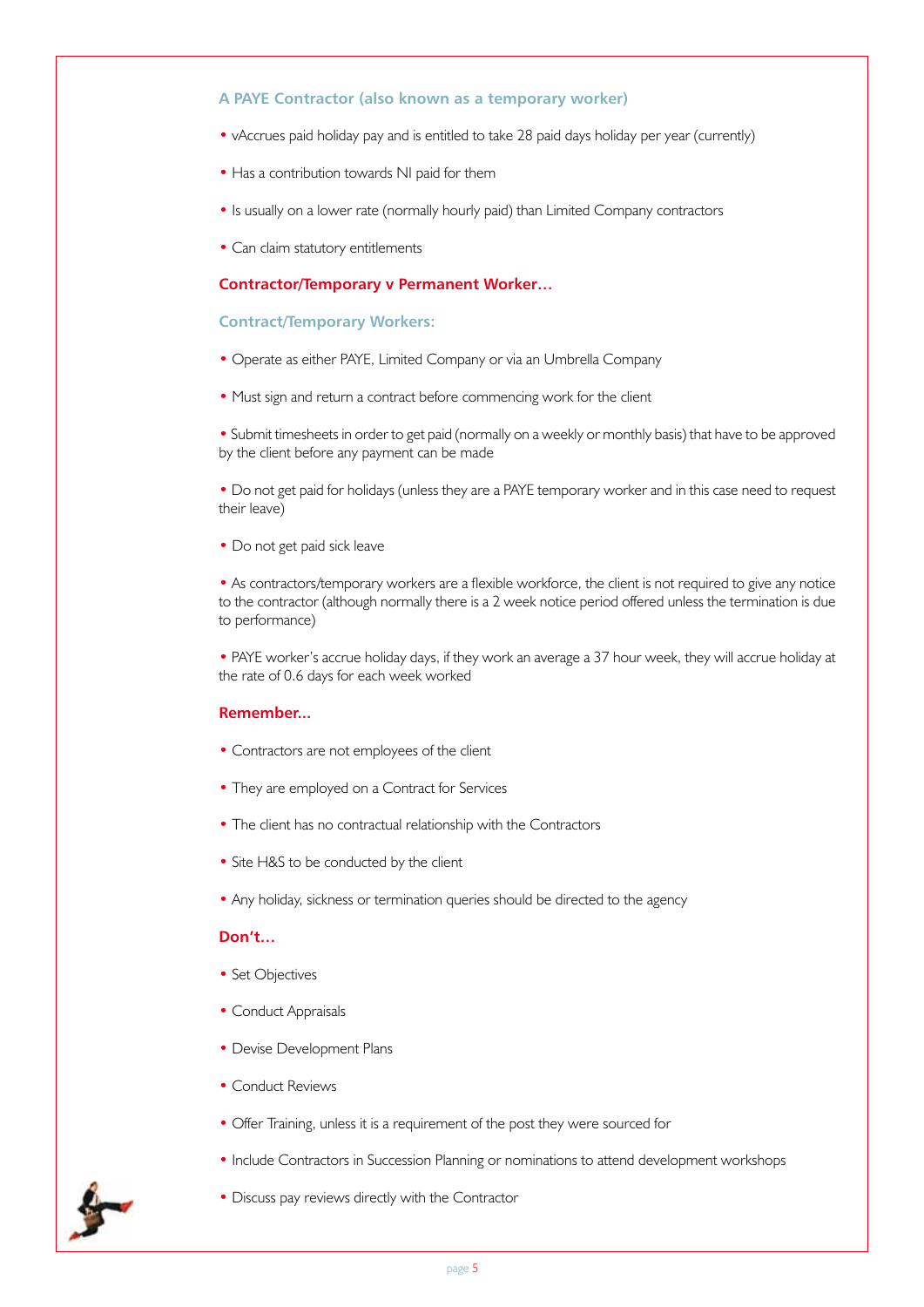### A PAYE Contractor (also known as a temporary worker)

- vAccrues paid holiday pay and is entitled to take 28 paid days holiday per year (currently)
- Has a contribution towards NI paid for them
- Is usually on a lower rate (normally hourly paid) than Limited Company contractors
- Can claim statutory entitlements

### Contractor/Temporary v Permanent Worker…

### Contract/Temporary Workers:

- Operate as either PAYE, Limited Company or via an Umbrella Company
- Must sign and return a contract before commencing work for the client
- Submit timesheets in order to get paid (normally on a weekly or monthly basis) that have to be approved by the client before any payment can be made
- Do not get paid for holidays (unless they are a PAYE temporary worker and in this case need to request their leave)
- Do not get paid sick leave
- As contractors/temporary workers are a flexible workforce, the client is not required to give any notice to the contractor (although normally there is a 2 week notice period offered unless the termination is due to performance)
- PAYE worker's accrue holiday days, if they work an average a 37 hour week, they will accrue holiday at the rate of 0.6 days for each week worked

### Remember...

- Contractors are not employees of the client
- They are employed on a Contract for Services
- The client has no contractual relationship with the Contractors
- Site H&S to be conducted by the client
- Any holiday, sickness or termination queries should be directed to the agency

### Don't…

- Set Objectives
- Conduct Appraisals
- Devise Development Plans
- Conduct Reviews
- Offer Training, unless it is a requirement of the post they were sourced for
- Include Contractors in Succession Planning or nominations to attend development workshops
- Discuss pay reviews directly with the Contractor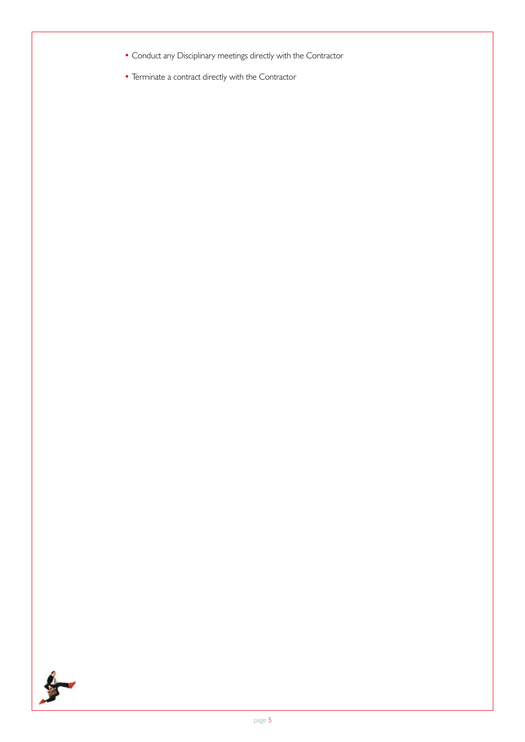- Conduct any Disciplinary meetings directly with the Contractor
- Terminate a contract directly with the Contractor